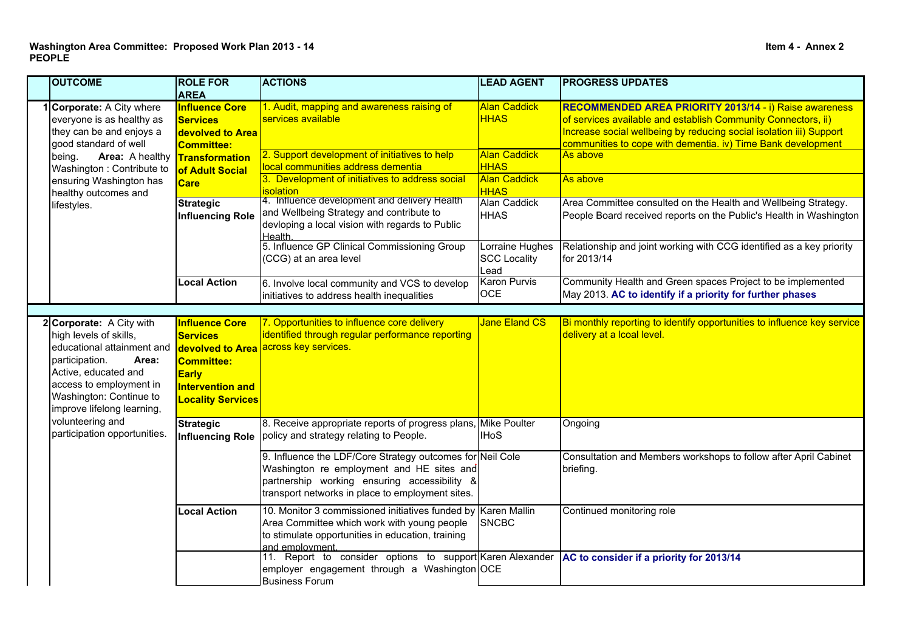**Washington Area Committee: Proposed Work Plan 2013 - 14**
**PEOPLE**

**Item 4 - Annex 2**

| | OUTCOME | ROLE FOR AREA | ACTIONS | LEAD AGENT | PROGRESS UPDATES |
|---|---|---|---|---|---|
| 1 | **Corporate:** A City where everyone is as healthy as they can be and enjoys a good standard of well being. **Area:** A healthy Washington : Contribute to ensuring Washington has healthy outcomes and lifestyles. | **Influence Core Services devolved to Area Committee: Transformation of Adult Social Care** | 1. Audit, mapping and awareness raising of services available | Alan Caddick HHAS | **RECOMMENDED AREA PRIORITY 2013/14** - i) Raise awareness of services available and establish Community Connectors, ii) Increase social wellbeing by reducing social isolation iii) Support communities to cope with dementia. iv) Time Bank development |
| | | | 2. Support development of initiatives to help local communities address dementia | Alan Caddick HHAS | As above |
| | | | 3. Development of initiatives to address social isolation | Alan Caddick HHAS | As above |
| | | **Strategic Influencing Role** | 4. Influence development and delivery Health and Wellbeing Strategy and contribute to devloping a local vision with regards to Public Health. | Alan Caddick HHAS | Area Committee consulted on the Health and Wellbeing Strategy. People Board received reports on the Public's Health in Washington |
| | | | 5. Influence GP Clinical Commissioning Group (CCG) at an area level | Lorraine Hughes SCC Locality Lead | Relationship and joint working with CCG identified as a key priority for 2013/14 |
| | | **Local Action** | 6. Involve local community and VCS to develop initiatives to address health inequalities | Karon Purvis OCE | Community Health and Green spaces Project to be implemented May 2013. **AC to identify if a priority for further phases** |
| 2 | **Corporate:** A City with high levels of skills, educational attainment and participation. **Area:** Active, educated and access to employment in Washington: Continue to improve lifelong learning, volunteering and participation opportunities. | **Influence Core Services devolved to Area Committee: Early Intervention and Locality Services** | 7. Opportunities to influence core delivery identified through regular performance reporting across key services. | Jane Eland CS | Bi monthly reporting to identify opportunities to influence key service delivery at a lcoal level. |
| | | **Strategic Influencing Role** | 8. Receive appropriate reports of progress plans, policy and strategy relating to People. | Mike Poulter IHoS | Ongoing |
| | | | 9. Influence the LDF/Core Strategy outcomes for Washington re employment and HE sites and partnership working ensuring accessibility & transport networks in place to employment sites. | Neil Cole | Consultation and Members workshops to follow after April Cabinet briefing. |
| | | **Local Action** | 10. Monitor 3 commissioned initiatives funded by Area Committee which work with young people to stimulate opportunities in education, training and employment. | Karen Mallin SNCBC | Continued monitoring role |
| | | | 11. Report to consider options to support employer engagement through a Washington Business Forum | Karen Alexander OCE | **AC to consider if a priority for 2013/14** |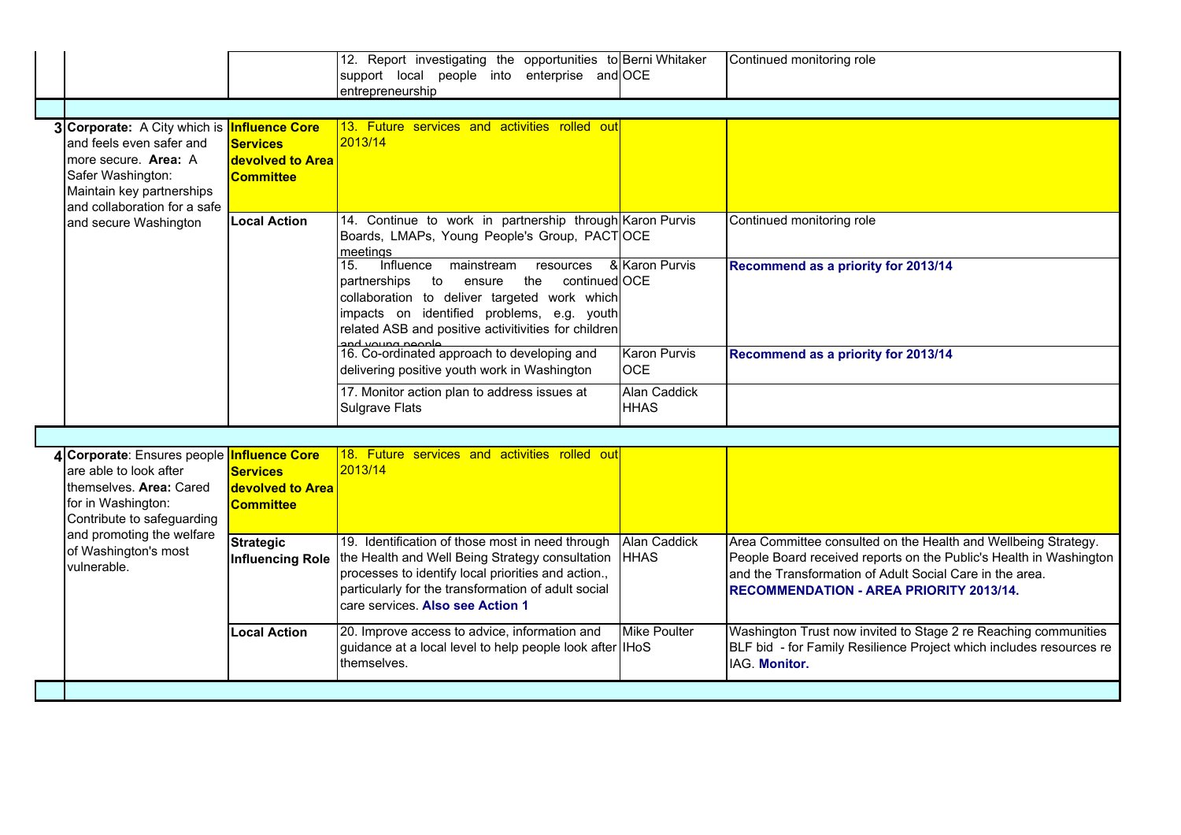| | | | | | |
|---|---|---|---|---|---|
| | | | 12. Report investigating the opportunities to support local people into enterprise and entrepreneurship | Berni Whitaker OCE | Continued monitoring role |
| | | | | | |
| 3 | **Corporate:** A City which is and feels even safer and more secure. **Area:** A Safer Washington: Maintain key partnerships and collaboration for a safe and secure Washington | **Influence Core Services devolved to Area Committee** | 13. Future services and activities rolled out 2013/14 | | |
| | | **Local Action** | 14. Continue to work in partnership through Boards, LMAPs, Young People's Group, PACT meetings | Karon Purvis OCE | Continued monitoring role |
| | | | 15. Influence mainstream resources & partnerships to ensure the continued collaboration to deliver targeted work which impacts on identified problems, e.g. youth related ASB and positive activitivities for children and young people | Karon Purvis OCE | **Recommend as a priority for 2013/14** |
| | | | 16. Co-ordinated approach to developing and delivering positive youth work in Washington | Karon Purvis OCE | **Recommend as a priority for 2013/14** |
| | | | 17. Monitor action plan to address issues at Sulgrave Flats | Alan Caddick HHAS | |
| | | | | | |
| 4 | **Corporate**: Ensures people are able to look after themselves. **Area:** Cared for in Washington: Contribute to safeguarding and promoting the welfare of Washington's most vulnerable. | **Influence Core Services devolved to Area Committee** | 18. Future services and activities rolled out 2013/14 | | |
| | | **Strategic Influencing Role** | 19. Identification of those most in need through the Health and Well Being Strategy consultation processes to identify local priorities and action., particularly for the transformation of adult social care services. **Also see Action 1** | Alan Caddick HHAS | Area Committee consulted on the Health and Wellbeing Strategy. People Board received reports on the Public's Health in Washington and the Transformation of Adult Social Care in the area. **RECOMMENDATION - AREA PRIORITY 2013/14.** |
| | | **Local Action** | 20. Improve access to advice, information and guidance at a local level to help people look after themselves. | Mike Poulter IHoS | Washington Trust now invited to Stage 2 re Reaching communities BLF bid - for Family Resilience Project which includes resources re IAG. **Monitor.** |
| | | | | | |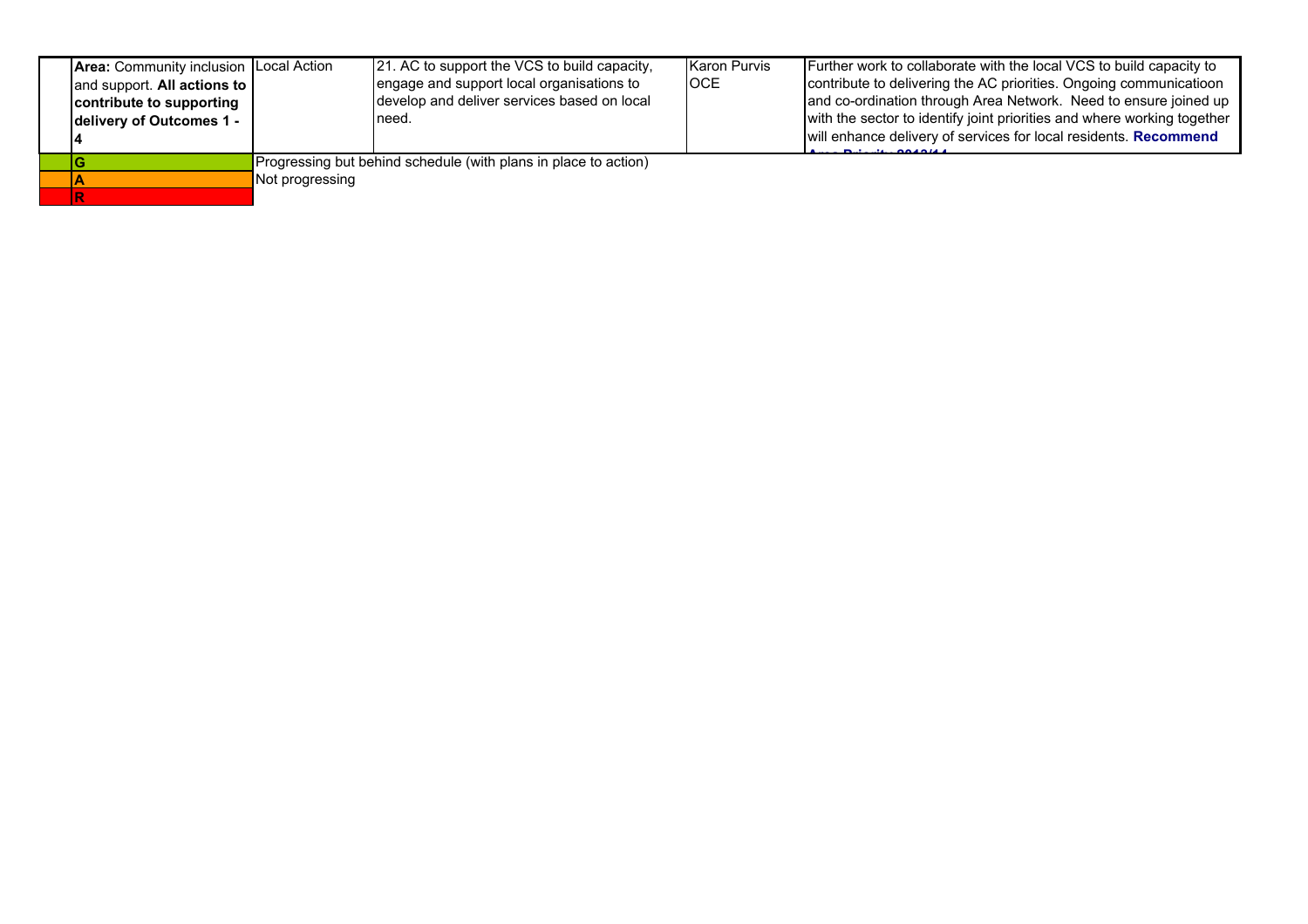| | | | | |
|---|---|---|---|---|
| **Area:** Community inclusion and support. **All actions to contribute to supporting delivery of Outcomes 1 - 4** | Local Action | 21. AC to support the VCS to build capacity, engage and support local organisations to develop and deliver services based on local need. | Karon Purvis OCE | Further work to collaborate with the local VCS to build capacity to contribute to delivering the AC priorities. Ongoing communicatioon and co-ordination through Area Network. Need to ensure joined up with the sector to identify joint priorities and where working together will enhance delivery of services for local residents. **Recommend Area Priority 2013/14** |

| | |
|---|---|
| **G** | Progressing but behind schedule (with plans in place to action) |
| **A** | Not progressing |
| **R** | |